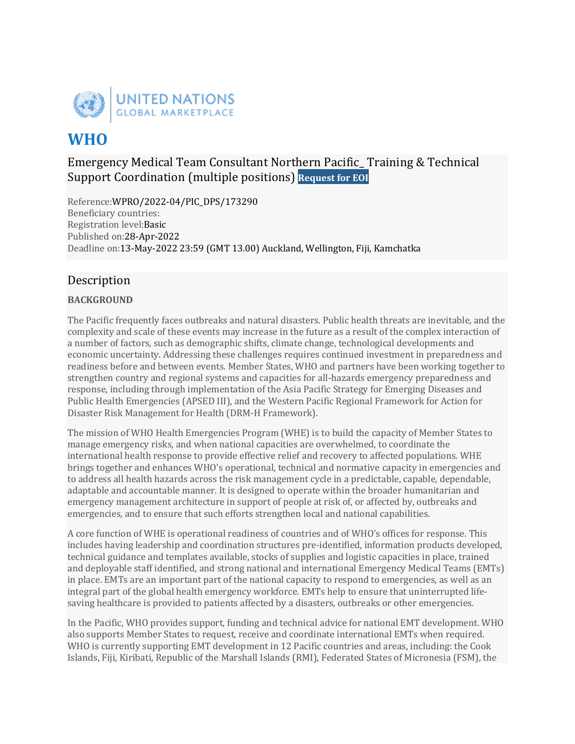UNITED NATIONS GLOBAL MARKETPLACE

# WHO

Emergency Medical Team Consultant Northern Pacific_ Training & Technical Support Coordination (multiple positions) **Request for EOI**

Reference:WPRO/2022-04/PIC_DPS/173290
Beneficiary countries:
Registration level:Basic
Published on:28-Apr-2022
Deadline on:13-May-2022 23:59 (GMT 13.00) Auckland, Wellington, Fiji, Kamchatka

## Description

**BACKGROUND**

The Pacific frequently faces outbreaks and natural disasters. Public health threats are inevitable, and the complexity and scale of these events may increase in the future as a result of the complex interaction of a number of factors, such as demographic shifts, climate change, technological developments and economic uncertainty. Addressing these challenges requires continued investment in preparedness and readiness before and between events. Member States, WHO and partners have been working together to strengthen country and regional systems and capacities for all-hazards emergency preparedness and response, including through implementation of the Asia Pacific Strategy for Emerging Diseases and Public Health Emergencies (APSED III), and the Western Pacific Regional Framework for Action for Disaster Risk Management for Health (DRM-H Framework).

The mission of WHO Health Emergencies Program (WHE) is to build the capacity of Member States to manage emergency risks, and when national capacities are overwhelmed, to coordinate the international health response to provide effective relief and recovery to affected populations. WHE brings together and enhances WHO's operational, technical and normative capacity in emergencies and to address all health hazards across the risk management cycle in a predictable, capable, dependable, adaptable and accountable manner. It is designed to operate within the broader humanitarian and emergency management architecture in support of people at risk of, or affected by, outbreaks and emergencies, and to ensure that such efforts strengthen local and national capabilities.

A core function of WHE is operational readiness of countries and of WHO's offices for response. This includes having leadership and coordination structures pre-identified, information products developed, technical guidance and templates available, stocks of supplies and logistic capacities in place, trained and deployable staff identified, and strong national and international Emergency Medical Teams (EMTs) in place. EMTs are an important part of the national capacity to respond to emergencies, as well as an integral part of the global health emergency workforce. EMTs help to ensure that uninterrupted life-saving healthcare is provided to patients affected by a disasters, outbreaks or other emergencies.

In the Pacific, WHO provides support, funding and technical advice for national EMT development. WHO also supports Member States to request, receive and coordinate international EMTs when required. WHO is currently supporting EMT development in 12 Pacific countries and areas, including: the Cook Islands, Fiji, Kiribati, Republic of the Marshall Islands (RMI), Federated States of Micronesia (FSM), the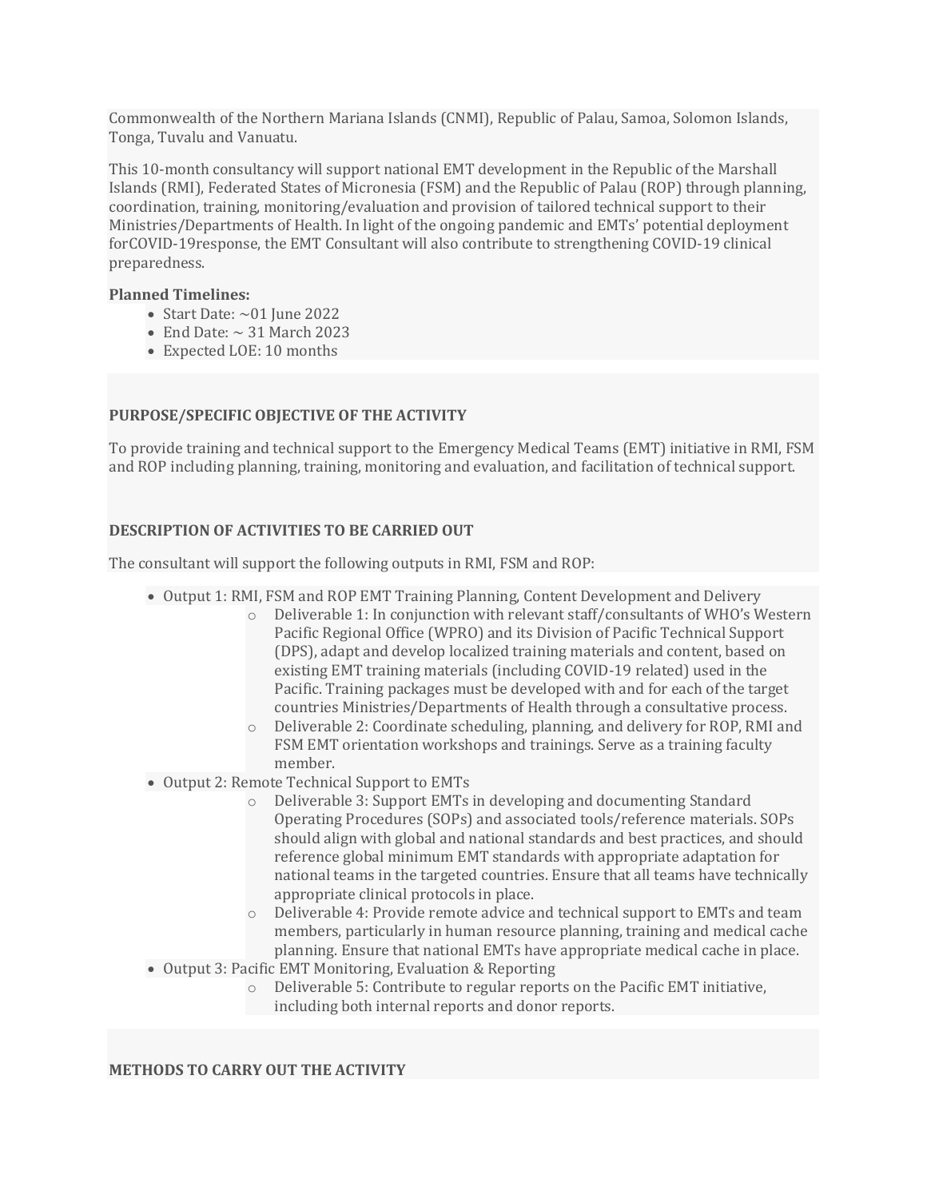Commonwealth of the Northern Mariana Islands (CNMI), Republic of Palau, Samoa, Solomon Islands, Tonga, Tuvalu and Vanuatu.

This 10-month consultancy will support national EMT development in the Republic of the Marshall Islands (RMI), Federated States of Micronesia (FSM) and the Republic of Palau (ROP) through planning, coordination, training, monitoring/evaluation and provision of tailored technical support to their Ministries/Departments of Health. In light of the ongoing pandemic and EMTs' potential deployment forCOVID-19response, the EMT Consultant will also contribute to strengthening COVID-19 clinical preparedness.

**Planned Timelines:**

- Start Date: ~01 June 2022
- End Date: ~ 31 March 2023
- Expected LOE: 10 months

**PURPOSE/SPECIFIC OBJECTIVE OF THE ACTIVITY**

To provide training and technical support to the Emergency Medical Teams (EMT) initiative in RMI, FSM and ROP including planning, training, monitoring and evaluation, and facilitation of technical support.

**DESCRIPTION OF ACTIVITIES TO BE CARRIED OUT**

The consultant will support the following outputs in RMI, FSM and ROP:

- Output 1: RMI, FSM and ROP EMT Training Planning, Content Development and Delivery
    - Deliverable 1: In conjunction with relevant staff/consultants of WHO's Western Pacific Regional Office (WPRO) and its Division of Pacific Technical Support (DPS), adapt and develop localized training materials and content, based on existing EMT training materials (including COVID-19 related) used in the Pacific. Training packages must be developed with and for each of the target countries Ministries/Departments of Health through a consultative process.
    - Deliverable 2: Coordinate scheduling, planning, and delivery for ROP, RMI and FSM EMT orientation workshops and trainings. Serve as a training faculty member.
- Output 2: Remote Technical Support to EMTs
    - Deliverable 3: Support EMTs in developing and documenting Standard Operating Procedures (SOPs) and associated tools/reference materials. SOPs should align with global and national standards and best practices, and should reference global minimum EMT standards with appropriate adaptation for national teams in the targeted countries. Ensure that all teams have technically appropriate clinical protocols in place.
    - Deliverable 4: Provide remote advice and technical support to EMTs and team members, particularly in human resource planning, training and medical cache planning. Ensure that national EMTs have appropriate medical cache in place.
- Output 3: Pacific EMT Monitoring, Evaluation & Reporting
    - Deliverable 5: Contribute to regular reports on the Pacific EMT initiative, including both internal reports and donor reports.

**METHODS TO CARRY OUT THE ACTIVITY**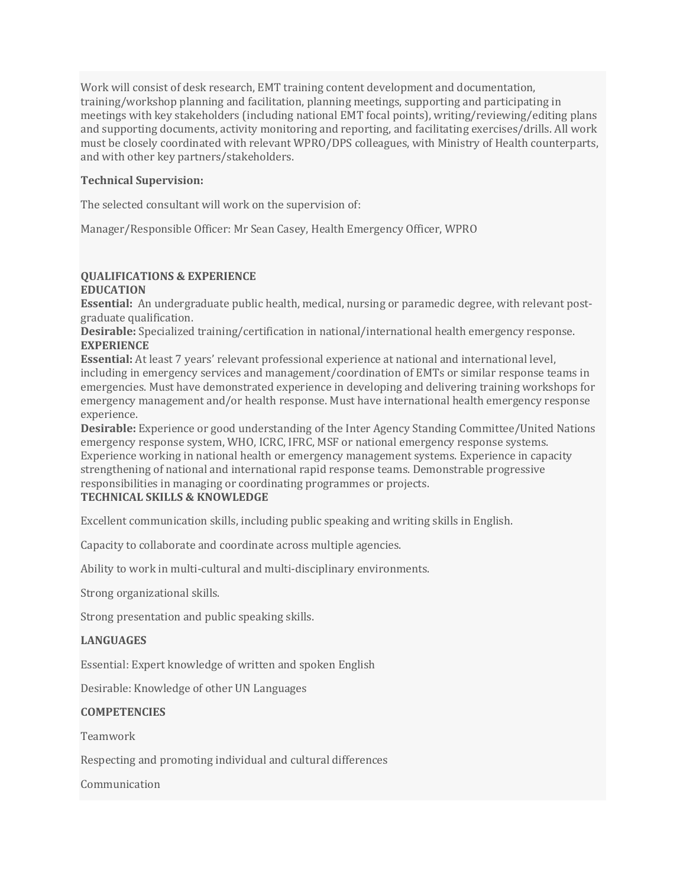Work will consist of desk research, EMT training content development and documentation, training/workshop planning and facilitation, planning meetings, supporting and participating in meetings with key stakeholders (including national EMT focal points), writing/reviewing/editing plans and supporting documents, activity monitoring and reporting, and facilitating exercises/drills. All work must be closely coordinated with relevant WPRO/DPS colleagues, with Ministry of Health counterparts, and with other key partners/stakeholders.

**Technical Supervision:**

The selected consultant will work on the supervision of:

Manager/Responsible Officer: Mr Sean Casey, Health Emergency Officer, WPRO

**QUALIFICATIONS & EXPERIENCE**

**EDUCATION**

**Essential:** An undergraduate public health, medical, nursing or paramedic degree, with relevant post-graduate qualification.

**Desirable:** Specialized training/certification in national/international health emergency response.

**EXPERIENCE**

**Essential:** At least 7 years' relevant professional experience at national and international level, including in emergency services and management/coordination of EMTs or similar response teams in emergencies. Must have demonstrated experience in developing and delivering training workshops for emergency management and/or health response. Must have international health emergency response experience.

**Desirable:** Experience or good understanding of the Inter Agency Standing Committee/United Nations emergency response system, WHO, ICRC, IFRC, MSF or national emergency response systems. Experience working in national health or emergency management systems. Experience in capacity strengthening of national and international rapid response teams. Demonstrable progressive responsibilities in managing or coordinating programmes or projects.

**TECHNICAL SKILLS & KNOWLEDGE**

Excellent communication skills, including public speaking and writing skills in English.

Capacity to collaborate and coordinate across multiple agencies.

Ability to work in multi-cultural and multi-disciplinary environments.

Strong organizational skills.

Strong presentation and public speaking skills.

**LANGUAGES**

Essential: Expert knowledge of written and spoken English

Desirable: Knowledge of other UN Languages

**COMPETENCIES**

Teamwork

Respecting and promoting individual and cultural differences

Communication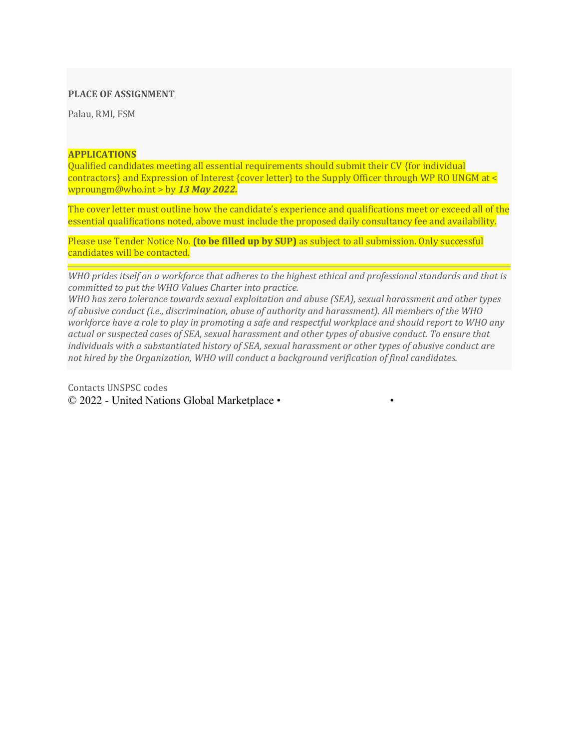**PLACE OF ASSIGNMENT**

Palau, RMI, FSM

**APPLICATIONS**

Qualified candidates meeting all essential requirements should submit their CV {for individual contractors} and Expression of Interest {cover letter} to the Supply Officer through WP RO UNGM at < wproungm@who.int > by ***13 May 2022.***

The cover letter must outline how the candidate's experience and qualifications meet or exceed all of the essential qualifications noted, above must include the proposed daily consultancy fee and availability.

Please use Tender Notice No. **(to be filled up by SUP)** as subject to all submission. Only successful candidates will be contacted.

---

*WHO prides itself on a workforce that adheres to the highest ethical and professional standards and that is committed to put the WHO Values Charter into practice.*

*WHO has zero tolerance towards sexual exploitation and abuse (SEA), sexual harassment and other types of abusive conduct (i.e., discrimination, abuse of authority and harassment). All members of the WHO workforce have a role to play in promoting a safe and respectful workplace and should report to WHO any actual or suspected cases of SEA, sexual harassment and other types of abusive conduct. To ensure that individuals with a substantiated history of SEA, sexual harassment or other types of abusive conduct are not hired by the Organization, WHO will conduct a background verification of final candidates.*

Contacts UNSPSC codes

© 2022 - United Nations Global Marketplace • •